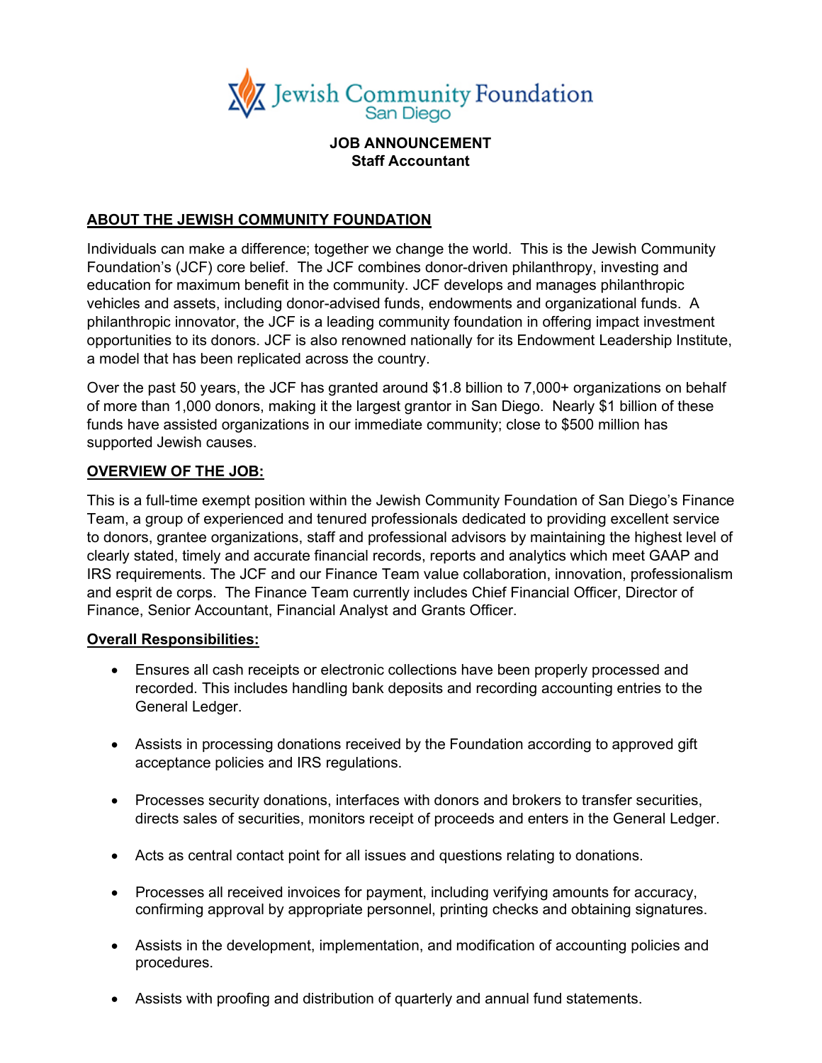Jewish Community Foundation
San Diego

**JOB ANNOUNCEMENT**
**Staff Accountant**

## ABOUT THE JEWISH COMMUNITY FOUNDATION

Individuals can make a difference; together we change the world. This is the Jewish Community Foundation's (JCF) core belief. The JCF combines donor-driven philanthropy, investing and education for maximum benefit in the community. JCF develops and manages philanthropic vehicles and assets, including donor-advised funds, endowments and organizational funds. A philanthropic innovator, the JCF is a leading community foundation in offering impact investment opportunities to its donors. JCF is also renowned nationally for its Endowment Leadership Institute, a model that has been replicated across the country.

Over the past 50 years, the JCF has granted around $1.8 billion to 7,000+ organizations on behalf of more than 1,000 donors, making it the largest grantor in San Diego. Nearly $1 billion of these funds have assisted organizations in our immediate community; close to $500 million has supported Jewish causes.

## OVERVIEW OF THE JOB:

This is a full-time exempt position within the Jewish Community Foundation of San Diego's Finance Team, a group of experienced and tenured professionals dedicated to providing excellent service to donors, grantee organizations, staff and professional advisors by maintaining the highest level of clearly stated, timely and accurate financial records, reports and analytics which meet GAAP and IRS requirements. The JCF and our Finance Team value collaboration, innovation, professionalism and esprit de corps. The Finance Team currently includes Chief Financial Officer, Director of Finance, Senior Accountant, Financial Analyst and Grants Officer.

### Overall Responsibilities:

- Ensures all cash receipts or electronic collections have been properly processed and recorded. This includes handling bank deposits and recording accounting entries to the General Ledger.
- Assists in processing donations received by the Foundation according to approved gift acceptance policies and IRS regulations.
- Processes security donations, interfaces with donors and brokers to transfer securities, directs sales of securities, monitors receipt of proceeds and enters in the General Ledger.
- Acts as central contact point for all issues and questions relating to donations.
- Processes all received invoices for payment, including verifying amounts for accuracy, confirming approval by appropriate personnel, printing checks and obtaining signatures.
- Assists in the development, implementation, and modification of accounting policies and procedures.
- Assists with proofing and distribution of quarterly and annual fund statements.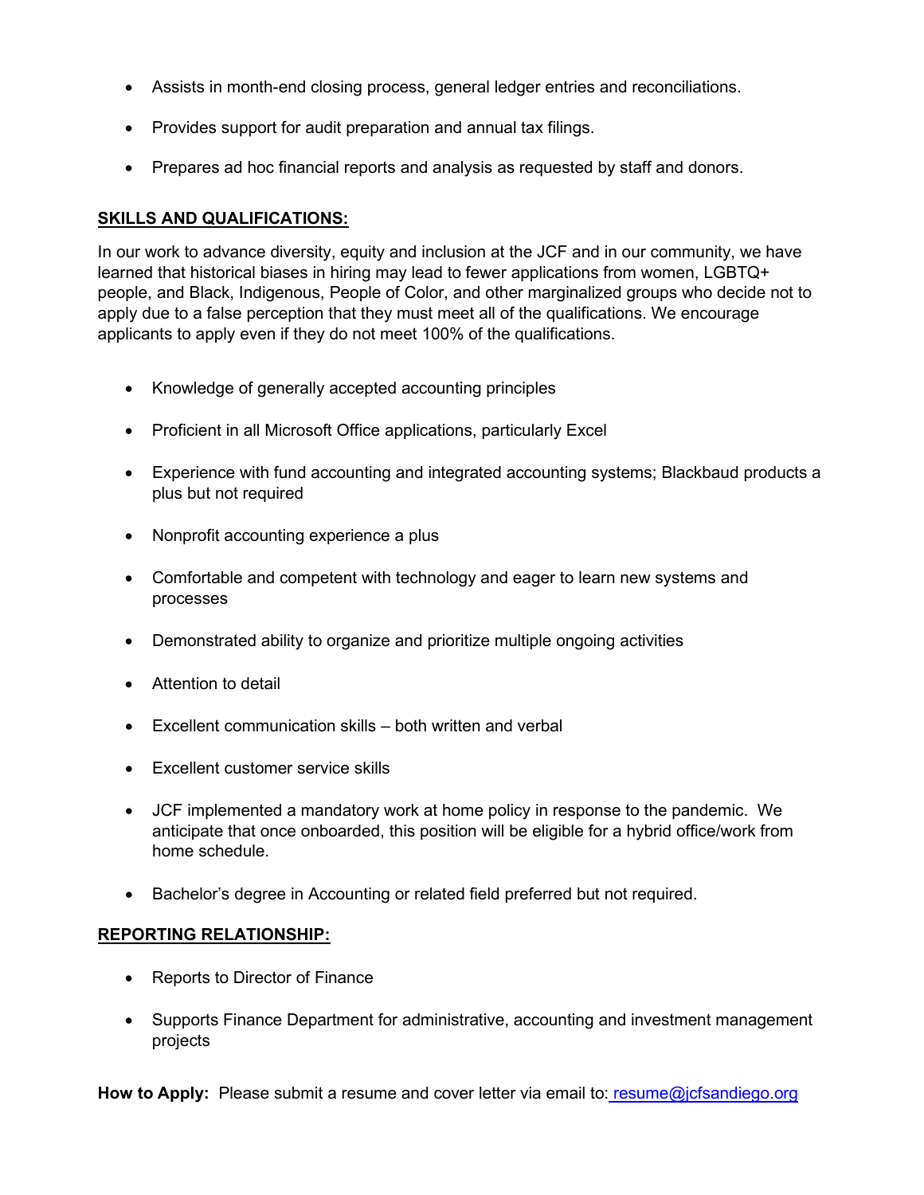- Assists in month-end closing process, general ledger entries and reconciliations.
- Provides support for audit preparation and annual tax filings.
- Prepares ad hoc financial reports and analysis as requested by staff and donors.

## SKILLS AND QUALIFICATIONS:

In our work to advance diversity, equity and inclusion at the JCF and in our community, we have learned that historical biases in hiring may lead to fewer applications from women, LGBTQ+ people, and Black, Indigenous, People of Color, and other marginalized groups who decide not to apply due to a false perception that they must meet all of the qualifications. We encourage applicants to apply even if they do not meet 100% of the qualifications.

- Knowledge of generally accepted accounting principles
- Proficient in all Microsoft Office applications, particularly Excel
- Experience with fund accounting and integrated accounting systems; Blackbaud products a plus but not required
- Nonprofit accounting experience a plus
- Comfortable and competent with technology and eager to learn new systems and processes
- Demonstrated ability to organize and prioritize multiple ongoing activities
- Attention to detail
- Excellent communication skills – both written and verbal
- Excellent customer service skills
- JCF implemented a mandatory work at home policy in response to the pandemic. We anticipate that once onboarded, this position will be eligible for a hybrid office/work from home schedule.
- Bachelor's degree in Accounting or related field preferred but not required.

## REPORTING RELATIONSHIP:

- Reports to Director of Finance
- Supports Finance Department for administrative, accounting and investment management projects

**How to Apply:** Please submit a resume and cover letter via email to: resume@jcfsandiego.org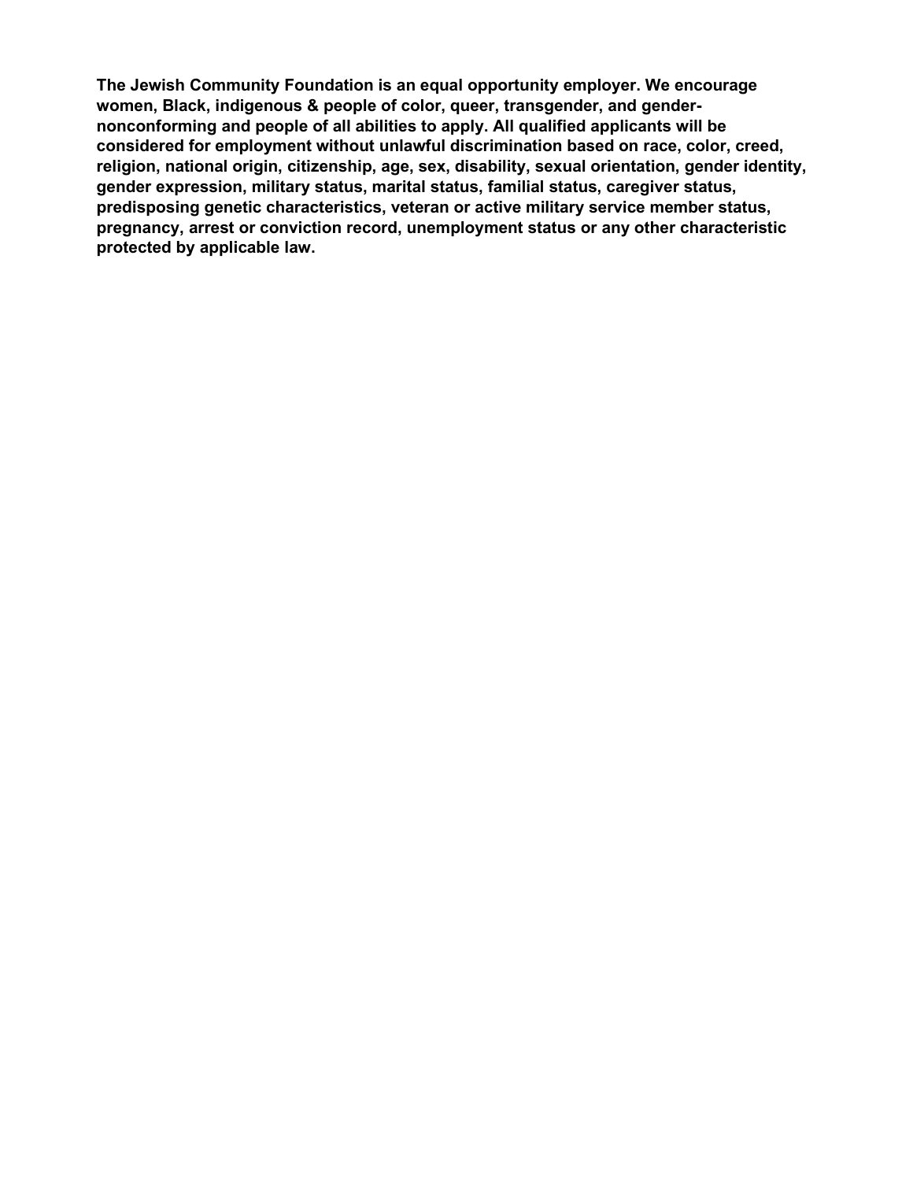**The Jewish Community Foundation is an equal opportunity employer. We encourage women, Black, indigenous & people of color, queer, transgender, and gender-nonconforming and people of all abilities to apply. All qualified applicants will be considered for employment without unlawful discrimination based on race, color, creed, religion, national origin, citizenship, age, sex, disability, sexual orientation, gender identity, gender expression, military status, marital status, familial status, caregiver status, predisposing genetic characteristics, veteran or active military service member status, pregnancy, arrest or conviction record, unemployment status or any other characteristic protected by applicable law.**